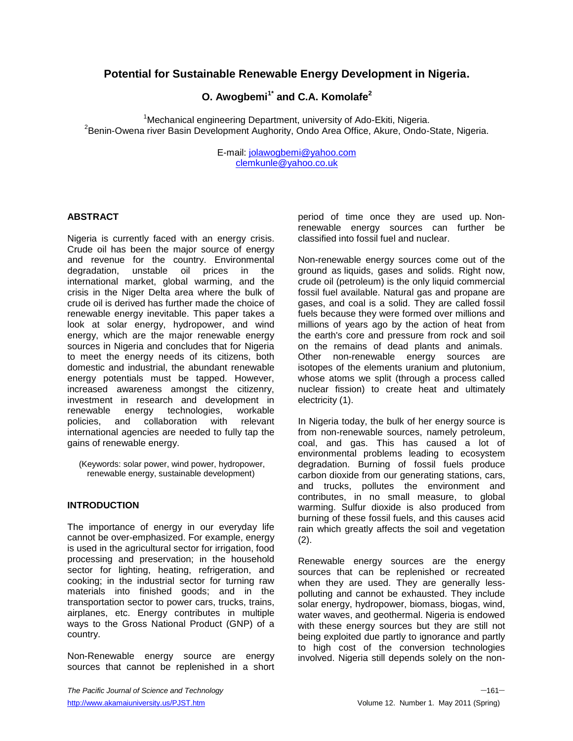# Potential for Sustainable Renewable Energy Development in Nigeria.

**O. Awogbemi[1*] and C.A. Komolafe[2]**

[1]Mechanical engineering Department, university of Ado-Ekiti, Nigeria.
[2]Benin-Owena river Basin Development Aughority, Ondo Area Office, Akure, Ondo-State, Nigeria.

E-mail: jolawogbemi@yahoo.com
clemkunle@yahoo.co.uk

## ABSTRACT

Nigeria is currently faced with an energy crisis. Crude oil has been the major source of energy and revenue for the country. Environmental degradation, unstable oil prices in the international market, global warming, and the crisis in the Niger Delta area where the bulk of crude oil is derived has further made the choice of renewable energy inevitable. This paper takes a look at solar energy, hydropower, and wind energy, which are the major renewable energy sources in Nigeria and concludes that for Nigeria to meet the energy needs of its citizens, both domestic and industrial, the abundant renewable energy potentials must be tapped. However, increased awareness amongst the citizenry, investment in research and development in renewable energy technologies, workable policies, and collaboration with relevant international agencies are needed to fully tap the gains of renewable energy.

(Keywords: solar power, wind power, hydropower, renewable energy, sustainable development)

## INTRODUCTION

The importance of energy in our everyday life cannot be over-emphasized. For example, energy is used in the agricultural sector for irrigation, food processing and preservation; in the household sector for lighting, heating, refrigeration, and cooking; in the industrial sector for turning raw materials into finished goods; and in the transportation sector to power cars, trucks, trains, airplanes, etc. Energy contributes in multiple ways to the Gross National Product (GNP) of a country.

Non-Renewable energy source are energy sources that cannot be replenished in a short period of time once they are used up. Non-renewable energy sources can further be classified into fossil fuel and nuclear.

Non-renewable energy sources come out of the ground as liquids, gases and solids. Right now, crude oil (petroleum) is the only liquid commercial fossil fuel available. Natural gas and propane are gases, and coal is a solid. They are called fossil fuels because they were formed over millions and millions of years ago by the action of heat from the earth's core and pressure from rock and soil on the remains of dead plants and animals. Other non-renewable energy sources are isotopes of the elements uranium and plutonium, whose atoms we split (through a process called nuclear fission) to create heat and ultimately electricity (1).

In Nigeria today, the bulk of her energy source is from non-renewable sources, namely petroleum, coal, and gas. This has caused a lot of environmental problems leading to ecosystem degradation. Burning of fossil fuels produce carbon dioxide from our generating stations, cars, and trucks, pollutes the environment and contributes, in no small measure, to global warming. Sulfur dioxide is also produced from burning of these fossil fuels, and this causes acid rain which greatly affects the soil and vegetation (2).

Renewable energy sources are the energy sources that can be replenished or recreated when they are used. They are generally less-polluting and cannot be exhausted. They include solar energy, hydropower, biomass, biogas, wind, water waves, and geothermal. Nigeria is endowed with these energy sources but they are still not being exploited due partly to ignorance and partly to high cost of the conversion technologies involved. Nigeria still depends solely on the non-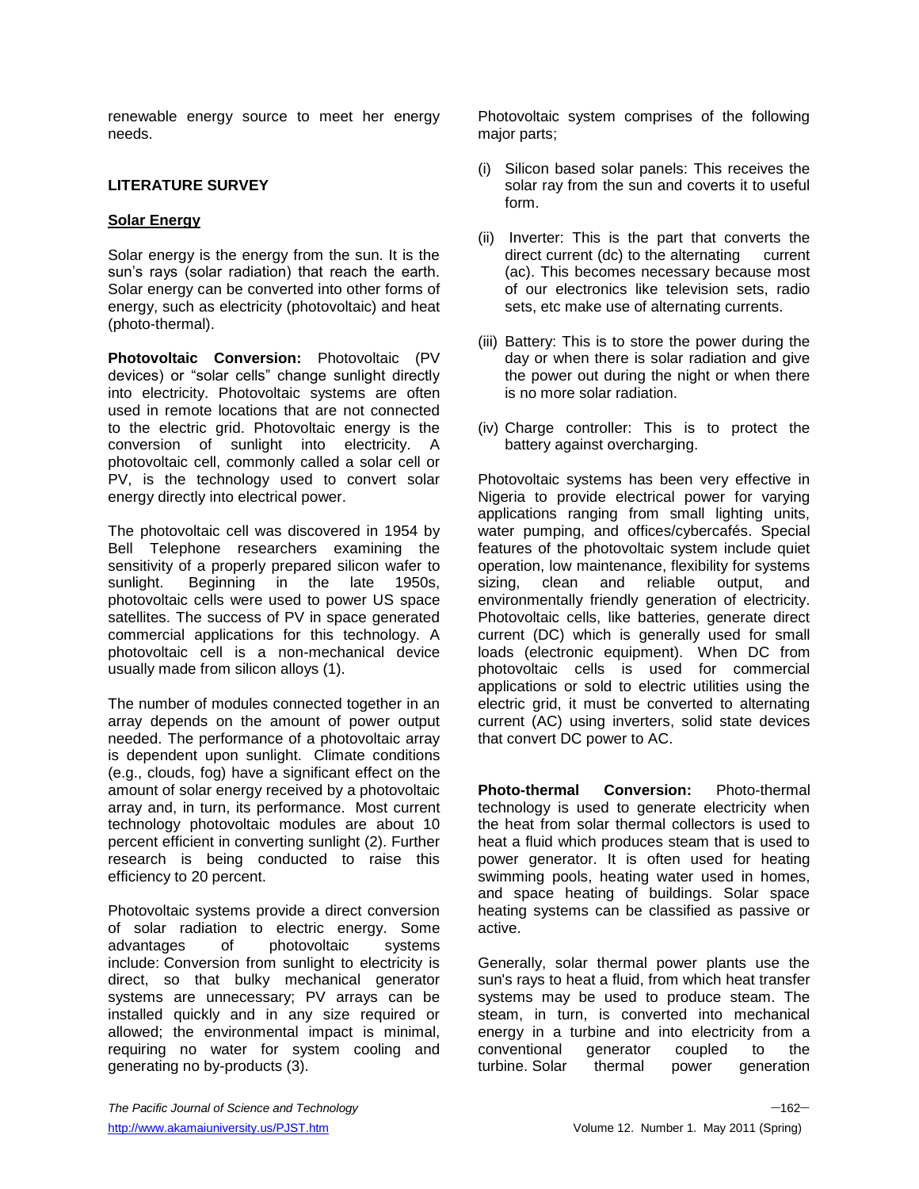renewable energy source to meet her energy needs.

## LITERATURE SURVEY

### Solar Energy

Solar energy is the energy from the sun. It is the sun's rays (solar radiation) that reach the earth. Solar energy can be converted into other forms of energy, such as electricity (photovoltaic) and heat (photo-thermal).

**Photovoltaic Conversion:** Photovoltaic (PV devices) or "solar cells" change sunlight directly into electricity. Photovoltaic systems are often used in remote locations that are not connected to the electric grid. Photovoltaic energy is the conversion of sunlight into electricity. A photovoltaic cell, commonly called a solar cell or PV, is the technology used to convert solar energy directly into electrical power.

The photovoltaic cell was discovered in 1954 by Bell Telephone researchers examining the sensitivity of a properly prepared silicon wafer to sunlight. Beginning in the late 1950s, photovoltaic cells were used to power US space satellites. The success of PV in space generated commercial applications for this technology. A photovoltaic cell is a non-mechanical device usually made from silicon alloys (1).

The number of modules connected together in an array depends on the amount of power output needed. The performance of a photovoltaic array is dependent upon sunlight. Climate conditions (e.g., clouds, fog) have a significant effect on the amount of solar energy received by a photovoltaic array and, in turn, its performance. Most current technology photovoltaic modules are about 10 percent efficient in converting sunlight (2). Further research is being conducted to raise this efficiency to 20 percent.

Photovoltaic systems provide a direct conversion of solar radiation to electric energy. Some advantages of photovoltaic systems include: Conversion from sunlight to electricity is direct, so that bulky mechanical generator systems are unnecessary; PV arrays can be installed quickly and in any size required or allowed; the environmental impact is minimal, requiring no water for system cooling and generating no by-products (3).

Photovoltaic system comprises of the following major parts;

(i) Silicon based solar panels: This receives the solar ray from the sun and coverts it to useful form.

(ii) Inverter: This is the part that converts the direct current (dc) to the alternating current (ac). This becomes necessary because most of our electronics like television sets, radio sets, etc make use of alternating currents.

(iii) Battery: This is to store the power during the day or when there is solar radiation and give the power out during the night or when there is no more solar radiation.

(iv) Charge controller: This is to protect the battery against overcharging.

Photovoltaic systems has been very effective in Nigeria to provide electrical power for varying applications ranging from small lighting units, water pumping, and offices/cybercafés. Special features of the photovoltaic system include quiet operation, low maintenance, flexibility for systems sizing, clean and reliable output, and environmentally friendly generation of electricity. Photovoltaic cells, like batteries, generate direct current (DC) which is generally used for small loads (electronic equipment). When DC from photovoltaic cells is used for commercial applications or sold to electric utilities using the electric grid, it must be converted to alternating current (AC) using inverters, solid state devices that convert DC power to AC.

**Photo-thermal Conversion:** Photo-thermal technology is used to generate electricity when the heat from solar thermal collectors is used to heat a fluid which produces steam that is used to power generator. It is often used for heating swimming pools, heating water used in homes, and space heating of buildings. Solar space heating systems can be classified as passive or active.

Generally, solar thermal power plants use the sun's rays to heat a fluid, from which heat transfer systems may be used to produce steam. The steam, in turn, is converted into mechanical energy in a turbine and into electricity from a conventional generator coupled to the turbine. Solar thermal power generation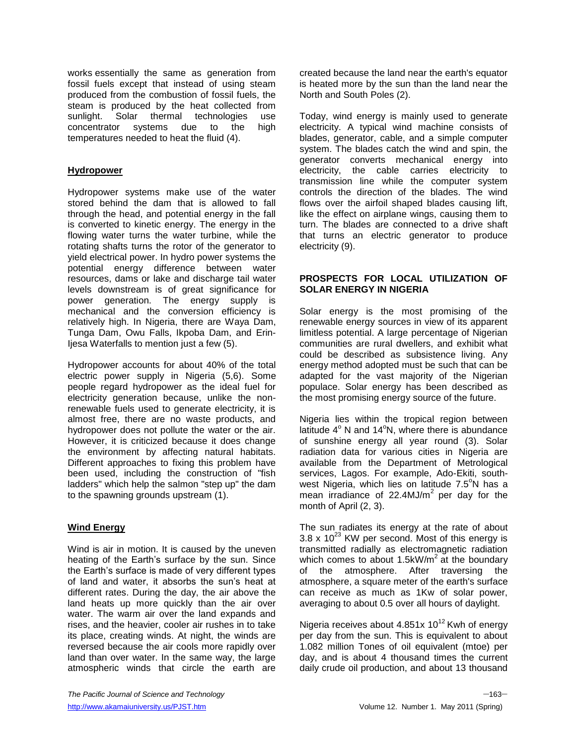works essentially the same as generation from fossil fuels except that instead of using steam produced from the combustion of fossil fuels, the steam is produced by the heat collected from sunlight. Solar thermal technologies use concentrator systems due to the high temperatures needed to heat the fluid (4).

## Hydropower

Hydropower systems make use of the water stored behind the dam that is allowed to fall through the head, and potential energy in the fall is converted to kinetic energy. The energy in the flowing water turns the water turbine, while the rotating shafts turns the rotor of the generator to yield electrical power. In hydro power systems the potential energy difference between water resources, dams or lake and discharge tail water levels downstream is of great significance for power generation. The energy supply is mechanical and the conversion efficiency is relatively high. In Nigeria, there are Waya Dam, Tunga Dam, Owu Falls, Ikpoba Dam, and Erin-Ijesa Waterfalls to mention just a few (5).

Hydropower accounts for about 40% of the total electric power supply in Nigeria (5,6). Some people regard hydropower as the ideal fuel for electricity generation because, unlike the non-renewable fuels used to generate electricity, it is almost free, there are no waste products, and hydropower does not pollute the water or the air. However, it is criticized because it does change the environment by affecting natural habitats. Different approaches to fixing this problem have been used, including the construction of "fish ladders" which help the salmon "step up" the dam to the spawning grounds upstream (1).

## Wind Energy

Wind is air in motion. It is caused by the uneven heating of the Earth's surface by the sun. Since the Earth's surface is made of very different types of land and water, it absorbs the sun's heat at different rates. During the day, the air above the land heats up more quickly than the air over water. The warm air over the land expands and rises, and the heavier, cooler air rushes in to take its place, creating winds. At night, the winds are reversed because the air cools more rapidly over land than over water. In the same way, the large atmospheric winds that circle the earth are created because the land near the earth's equator is heated more by the sun than the land near the North and South Poles (2).

Today, wind energy is mainly used to generate electricity. A typical wind machine consists of blades, generator, cable, and a simple computer system. The blades catch the wind and spin, the generator converts mechanical energy into electricity, the cable carries electricity to transmission line while the computer system controls the direction of the blades. The wind flows over the airfoil shaped blades causing lift, like the effect on airplane wings, causing them to turn. The blades are connected to a drive shaft that turns an electric generator to produce electricity (9).

## PROSPECTS FOR LOCAL UTILIZATION OF SOLAR ENERGY IN NIGERIA

Solar energy is the most promising of the renewable energy sources in view of its apparent limitless potential. A large percentage of Nigerian communities are rural dwellers, and exhibit what could be described as subsistence living. Any energy method adopted must be such that can be adapted for the vast majority of the Nigerian populace. Solar energy has been described as the most promising energy source of the future.

Nigeria lies within the tropical region between latitude $4^{o}$ N and $14^{o}$N, where there is abundance of sunshine energy all year round (3). Solar radiation data for various cities in Nigeria are available from the Department of Metrological services, Lagos. For example, Ado-Ekiti, south-west Nigeria, which lies on latitude $7.5^{o}$N has a mean irradiance of $22.4MJ/m^2$ per day for the month of April (2, 3).

The sun radiates its energy at the rate of about $3.8 \times 10^{23}$ KW per second. Most of this energy is transmitted radially as electromagnetic radiation which comes to about $1.5kW/m^2$ at the boundary of the atmosphere. After traversing the atmosphere, a square meter of the earth's surface can receive as much as 1Kw of solar power, averaging to about 0.5 over all hours of daylight.

Nigeria receives about $4.851 \times 10^{12}$ Kwh of energy per day from the sun. This is equivalent to about 1.082 million Tones of oil equivalent (mtoe) per day, and is about 4 thousand times the current daily crude oil production, and about 13 thousand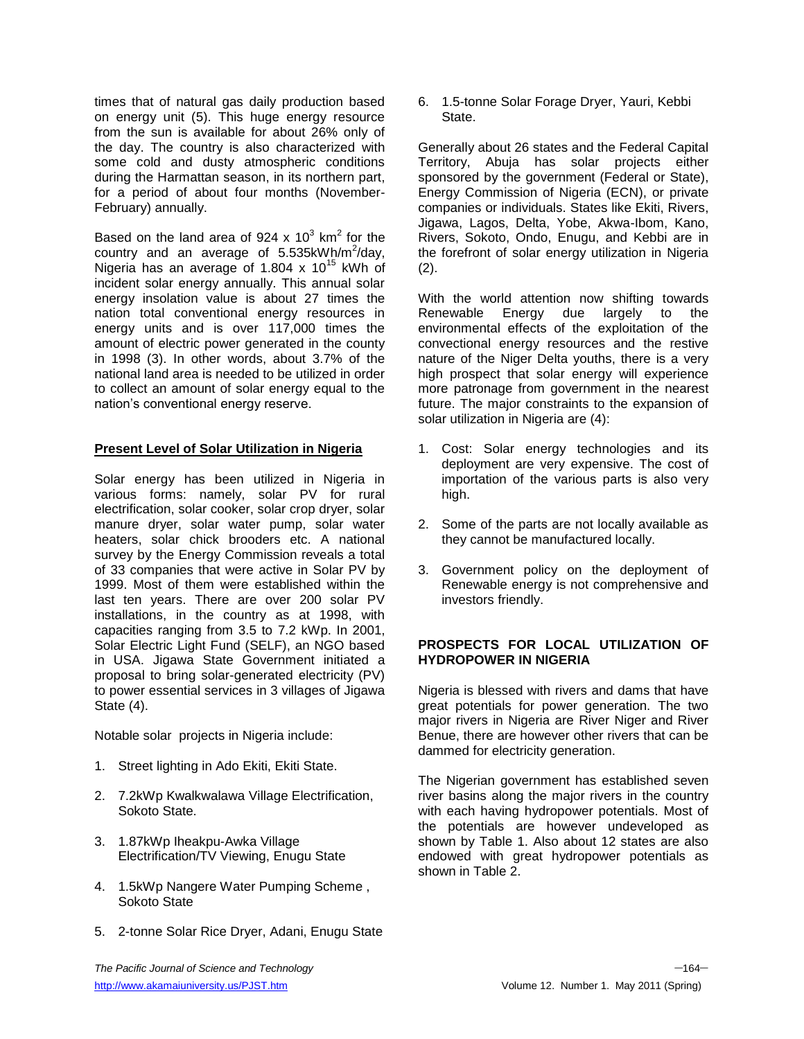times that of natural gas daily production based on energy unit (5). This huge energy resource from the sun is available for about 26% only of the day. The country is also characterized with some cold and dusty atmospheric conditions during the Harmattan season, in its northern part, for a period of about four months (November-February) annually.

Based on the land area of $924 \times 10^3$ km$^2$ for the country and an average of 5.535kWh/m$^2$/day, Nigeria has an average of $1.804 \times 10^{15}$ kWh of incident solar energy annually. This annual solar energy insolation value is about 27 times the nation total conventional energy resources in energy units and is over 117,000 times the amount of electric power generated in the county in 1998 (3). In other words, about 3.7% of the national land area is needed to be utilized in order to collect an amount of solar energy equal to the nation's conventional energy reserve.

## Present Level of Solar Utilization in Nigeria

Solar energy has been utilized in Nigeria in various forms: namely, solar PV for rural electrification, solar cooker, solar crop dryer, solar manure dryer, solar water pump, solar water heaters, solar chick brooders etc. A national survey by the Energy Commission reveals a total of 33 companies that were active in Solar PV by 1999. Most of them were established within the last ten years. There are over 200 solar PV installations, in the country as at 1998, with capacities ranging from 3.5 to 7.2 kWp. In 2001, Solar Electric Light Fund (SELF), an NGO based in USA. Jigawa State Government initiated a proposal to bring solar-generated electricity (PV) to power essential services in 3 villages of Jigawa State (4).

Notable solar projects in Nigeria include:

1. Street lighting in Ado Ekiti, Ekiti State.
2. 7.2kWp Kwalkwalawa Village Electrification, Sokoto State.
3. 1.87kWp Iheakpu-Awka Village Electrification/TV Viewing, Enugu State
4. 1.5kWp Nangere Water Pumping Scheme , Sokoto State
5. 2-tonne Solar Rice Dryer, Adani, Enugu State
6. 1.5-tonne Solar Forage Dryer, Yauri, Kebbi State.

Generally about 26 states and the Federal Capital Territory, Abuja has solar projects either sponsored by the government (Federal or State), Energy Commission of Nigeria (ECN), or private companies or individuals. States like Ekiti, Rivers, Jigawa, Lagos, Delta, Yobe, Akwa-Ibom, Kano, Rivers, Sokoto, Ondo, Enugu, and Kebbi are in the forefront of solar energy utilization in Nigeria (2).

With the world attention now shifting towards Renewable Energy due largely to the environmental effects of the exploitation of the convectional energy resources and the restive nature of the Niger Delta youths, there is a very high prospect that solar energy will experience more patronage from government in the nearest future. The major constraints to the expansion of solar utilization in Nigeria are (4):

1. Cost: Solar energy technologies and its deployment are very expensive. The cost of importation of the various parts is also very high.
2. Some of the parts are not locally available as they cannot be manufactured locally.
3. Government policy on the deployment of Renewable energy is not comprehensive and investors friendly.

## PROSPECTS FOR LOCAL UTILIZATION OF HYDROPOWER IN NIGERIA

Nigeria is blessed with rivers and dams that have great potentials for power generation. The two major rivers in Nigeria are River Niger and River Benue, there are however other rivers that can be dammed for electricity generation.

The Nigerian government has established seven river basins along the major rivers in the country with each having hydropower potentials. Most of the potentials are however undeveloped as shown by Table 1. Also about 12 states are also endowed with great hydropower potentials as shown in Table 2.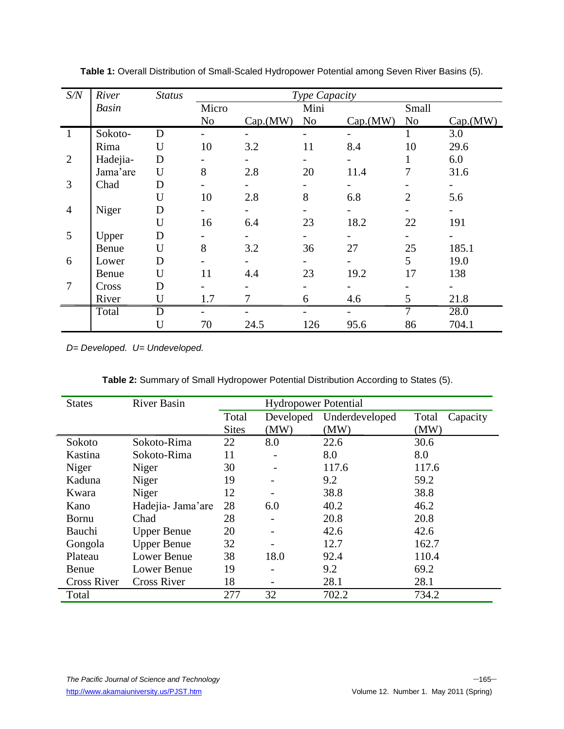**Table 1:** Overall Distribution of Small-Scaled Hydropower Potential among Seven River Basins (5).

| *S/N* | *River Basin* | *Status* | *Type Capacity* | | | | | |
|---|---|---|---|---|---|---|---|---|
| | | | Micro | | Mini | | Small | |
| | | | No | Cap.(MW) | No | Cap.(MW) | No | Cap.(MW) |
| 1 | Sokoto-Rima | D | - | - | - | - | 1 | 3.0 |
| | | U | 10 | 3.2 | 11 | 8.4 | 10 | 29.6 |
| 2 | Hadejia-Jama'are | D | - | - | - | - | 1 | 6.0 |
| | | U | 8 | 2.8 | 20 | 11.4 | 7 | 31.6 |
| 3 | Chad | D | - | - | - | - | - | - |
| | | U | 10 | 2.8 | 8 | 6.8 | 2 | 5.6 |
| 4 | Niger | D | - | - | - | - | - | - |
| | | U | 16 | 6.4 | 23 | 18.2 | 22 | 191 |
| 5 | Upper Benue | D | - | - | - | - | - | - |
| | | U | 8 | 3.2 | 36 | 27 | 25 | 185.1 |
| 6 | Lower Benue | D | - | - | - | - | 5 | 19.0 |
| | | U | 11 | 4.4 | 23 | 19.2 | 17 | 138 |
| 7 | Cross River | D | - | - | - | - | - | - |
| | | U | 1.7 | 7 | 6 | 4.6 | 5 | 21.8 |
| | Total | D | - | - | - | - | 7 | 28.0 |
| | | U | 70 | 24.5 | 126 | 95.6 | 86 | 704.1 |

*D= Developed. U= Undeveloped.*

**Table 2:** Summary of Small Hydropower Potential Distribution According to States (5).

| States | River Basin | Hydropower Potential | | | |
|---|---|---|---|---|---|
| | | Total Sites | Developed (MW) | Underdeveloped (MW) | Total Capacity (MW) |
| Sokoto | Sokoto-Rima | 22 | 8.0 | 22.6 | 30.6 |
| Kastina | Sokoto-Rima | 11 | - | 8.0 | 8.0 |
| Niger | Niger | 30 | - | 117.6 | 117.6 |
| Kaduna | Niger | 19 | - | 9.2 | 59.2 |
| Kwara | Niger | 12 | - | 38.8 | 38.8 |
| Kano | Hadejia- Jama'are | 28 | 6.0 | 40.2 | 46.2 |
| Bornu | Chad | 28 | - | 20.8 | 20.8 |
| Bauchi | Upper Benue | 20 | - | 42.6 | 42.6 |
| Gongola | Upper Benue | 32 | - | 12.7 | 162.7 |
| Plateau | Lower Benue | 38 | 18.0 | 92.4 | 110.4 |
| Benue | Lower Benue | 19 | - | 9.2 | 69.2 |
| Cross River | Cross River | 18 | - | 28.1 | 28.1 |
| Total | | 277 | 32 | 702.2 | 734.2 |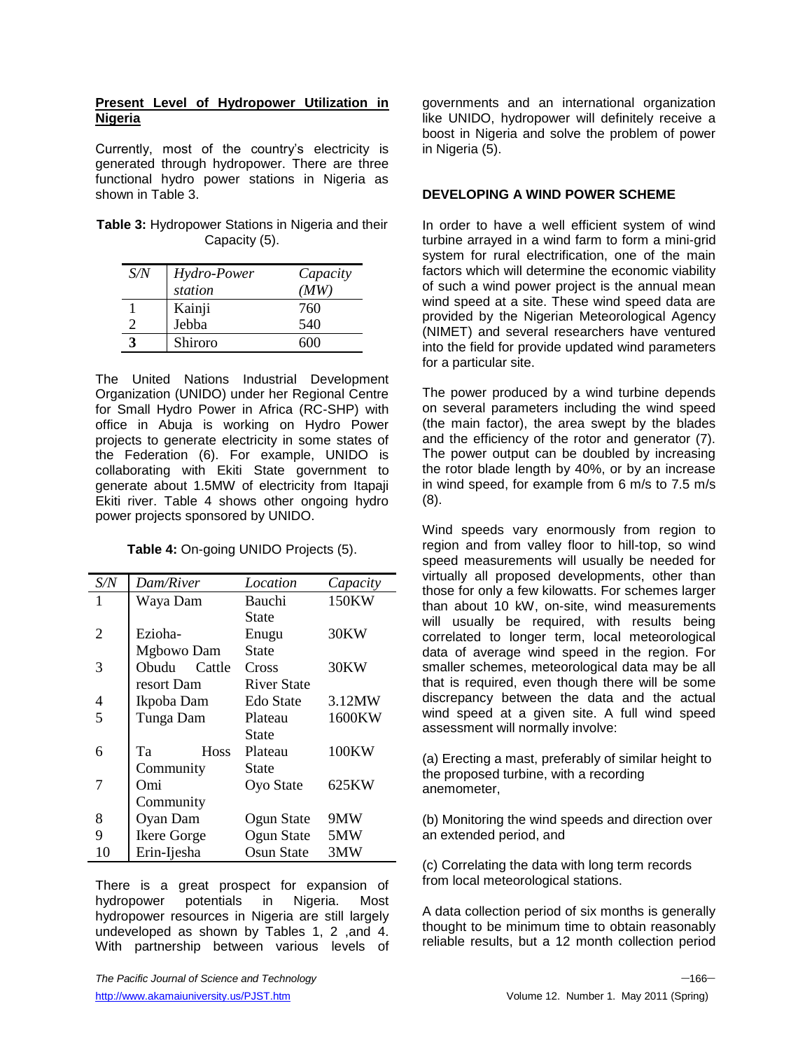**Present Level of Hydropower Utilization in Nigeria**

Currently, most of the country's electricity is generated through hydropower. There are three functional hydro power stations in Nigeria as shown in Table 3.

**Table 3:** Hydropower Stations in Nigeria and their Capacity (5).

| *S/N* | *Hydro-Power station* | *Capacity (MW)* |
|---|---|---|
| 1 | Kainji | 760 |
| 2 | Jebba | 540 |
| **3** | Shiroro | 600 |

The United Nations Industrial Development Organization (UNIDO) under her Regional Centre for Small Hydro Power in Africa (RC-SHP) with office in Abuja is working on Hydro Power projects to generate electricity in some states of the Federation (6). For example, UNIDO is collaborating with Ekiti State government to generate about 1.5MW of electricity from Itapaji Ekiti river. Table 4 shows other ongoing hydro power projects sponsored by UNIDO.

**Table 4:** On-going UNIDO Projects (5).

| *S/N* | *Dam/River* | *Location* | *Capacity* |
|---|---|---|---|
| 1 | Waya Dam | Bauchi State | 150KW |
| 2 | Ezioha-Mgbowo Dam | Enugu State | 30KW |
| 3 | Obudu Cattle resort Dam | Cross River State | 30KW |
| 4 | Ikpoba Dam | Edo State | 3.12MW |
| 5 | Tunga Dam | Plateau State | 1600KW |
| 6 | Ta Hoss Community | Plateau State | 100KW |
| 7 | Omi Community | Oyo State | 625KW |
| 8 | Oyan Dam | Ogun State | 9MW |
| 9 | Ikere Gorge | Ogun State | 5MW |
| 10 | Erin-Ijesha | Osun State | 3MW |

There is a great prospect for expansion of hydropower potentials in Nigeria. Most hydropower resources in Nigeria are still largely undeveloped as shown by Tables 1, 2 ,and 4. With partnership between various levels of governments and an international organization like UNIDO, hydropower will definitely receive a boost in Nigeria and solve the problem of power in Nigeria (5).

**DEVELOPING A WIND POWER SCHEME**

In order to have a well efficient system of wind turbine arrayed in a wind farm to form a mini-grid system for rural electrification, one of the main factors which will determine the economic viability of such a wind power project is the annual mean wind speed at a site. These wind speed data are provided by the Nigerian Meteorological Agency (NIMET) and several researchers have ventured into the field for provide updated wind parameters for a particular site.

The power produced by a wind turbine depends on several parameters including the wind speed (the main factor), the area swept by the blades and the efficiency of the rotor and generator (7). The power output can be doubled by increasing the rotor blade length by 40%, or by an increase in wind speed, for example from 6 m/s to 7.5 m/s (8).

Wind speeds vary enormously from region to region and from valley floor to hill-top, so wind speed measurements will usually be needed for virtually all proposed developments, other than those for only a few kilowatts. For schemes larger than about 10 kW, on-site, wind measurements will usually be required, with results being correlated to longer term, local meteorological data of average wind speed in the region. For smaller schemes, meteorological data may be all that is required, even though there will be some discrepancy between the data and the actual wind speed at a given site. A full wind speed assessment will normally involve:

(a) Erecting a mast, preferably of similar height to the proposed turbine, with a recording anemometer,

(b) Monitoring the wind speeds and direction over an extended period, and

(c) Correlating the data with long term records from local meteorological stations.

A data collection period of six months is generally thought to be minimum time to obtain reasonably reliable results, but a 12 month collection period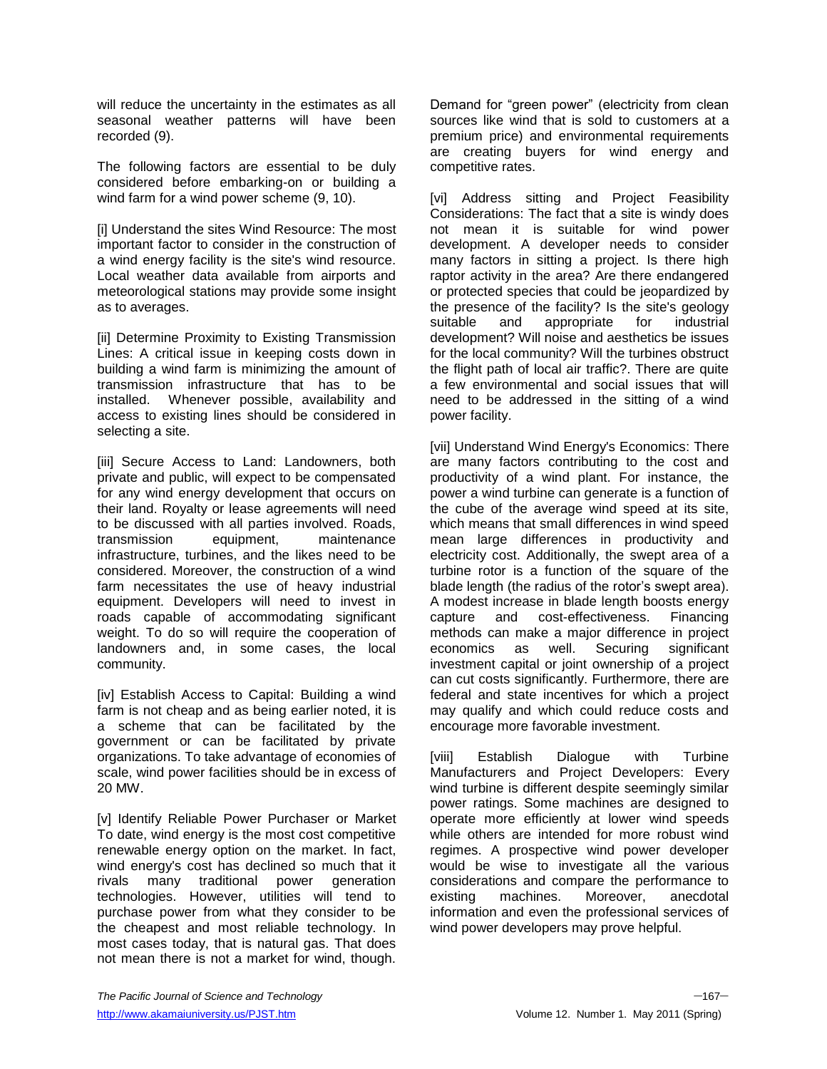will reduce the uncertainty in the estimates as all seasonal weather patterns will have been recorded (9).

The following factors are essential to be duly considered before embarking-on or building a wind farm for a wind power scheme (9, 10).

[i] Understand the sites Wind Resource: The most important factor to consider in the construction of a wind energy facility is the site's wind resource. Local weather data available from airports and meteorological stations may provide some insight as to averages.

[ii] Determine Proximity to Existing Transmission Lines: A critical issue in keeping costs down in building a wind farm is minimizing the amount of transmission infrastructure that has to be installed. Whenever possible, availability and access to existing lines should be considered in selecting a site.

[iii] Secure Access to Land: Landowners, both private and public, will expect to be compensated for any wind energy development that occurs on their land. Royalty or lease agreements will need to be discussed with all parties involved. Roads, transmission equipment, maintenance infrastructure, turbines, and the likes need to be considered. Moreover, the construction of a wind farm necessitates the use of heavy industrial equipment. Developers will need to invest in roads capable of accommodating significant weight. To do so will require the cooperation of landowners and, in some cases, the local community.

[iv] Establish Access to Capital: Building a wind farm is not cheap and as being earlier noted, it is a scheme that can be facilitated by the government or can be facilitated by private organizations. To take advantage of economies of scale, wind power facilities should be in excess of 20 MW.

[v] Identify Reliable Power Purchaser or Market To date, wind energy is the most cost competitive renewable energy option on the market. In fact, wind energy's cost has declined so much that it rivals many traditional power generation technologies. However, utilities will tend to purchase power from what they consider to be the cheapest and most reliable technology. In most cases today, that is natural gas. That does not mean there is not a market for wind, though. Demand for "green power" (electricity from clean sources like wind that is sold to customers at a premium price) and environmental requirements are creating buyers for wind energy and competitive rates.

[vi] Address sitting and Project Feasibility Considerations: The fact that a site is windy does not mean it is suitable for wind power development. A developer needs to consider many factors in sitting a project. Is there high raptor activity in the area? Are there endangered or protected species that could be jeopardized by the presence of the facility? Is the site's geology suitable and appropriate for industrial development? Will noise and aesthetics be issues for the local community? Will the turbines obstruct the flight path of local air traffic?. There are quite a few environmental and social issues that will need to be addressed in the sitting of a wind power facility.

[vii] Understand Wind Energy's Economics: There are many factors contributing to the cost and productivity of a wind plant. For instance, the power a wind turbine can generate is a function of the cube of the average wind speed at its site, which means that small differences in wind speed mean large differences in productivity and electricity cost. Additionally, the swept area of a turbine rotor is a function of the square of the blade length (the radius of the rotor's swept area). A modest increase in blade length boosts energy capture and cost-effectiveness. Financing methods can make a major difference in project economics as well. Securing significant investment capital or joint ownership of a project can cut costs significantly. Furthermore, there are federal and state incentives for which a project may qualify and which could reduce costs and encourage more favorable investment.

[viii] Establish Dialogue with Turbine Manufacturers and Project Developers: Every wind turbine is different despite seemingly similar power ratings. Some machines are designed to operate more efficiently at lower wind speeds while others are intended for more robust wind regimes. A prospective wind power developer would be wise to investigate all the various considerations and compare the performance to existing machines. Moreover, anecdotal information and even the professional services of wind power developers may prove helpful.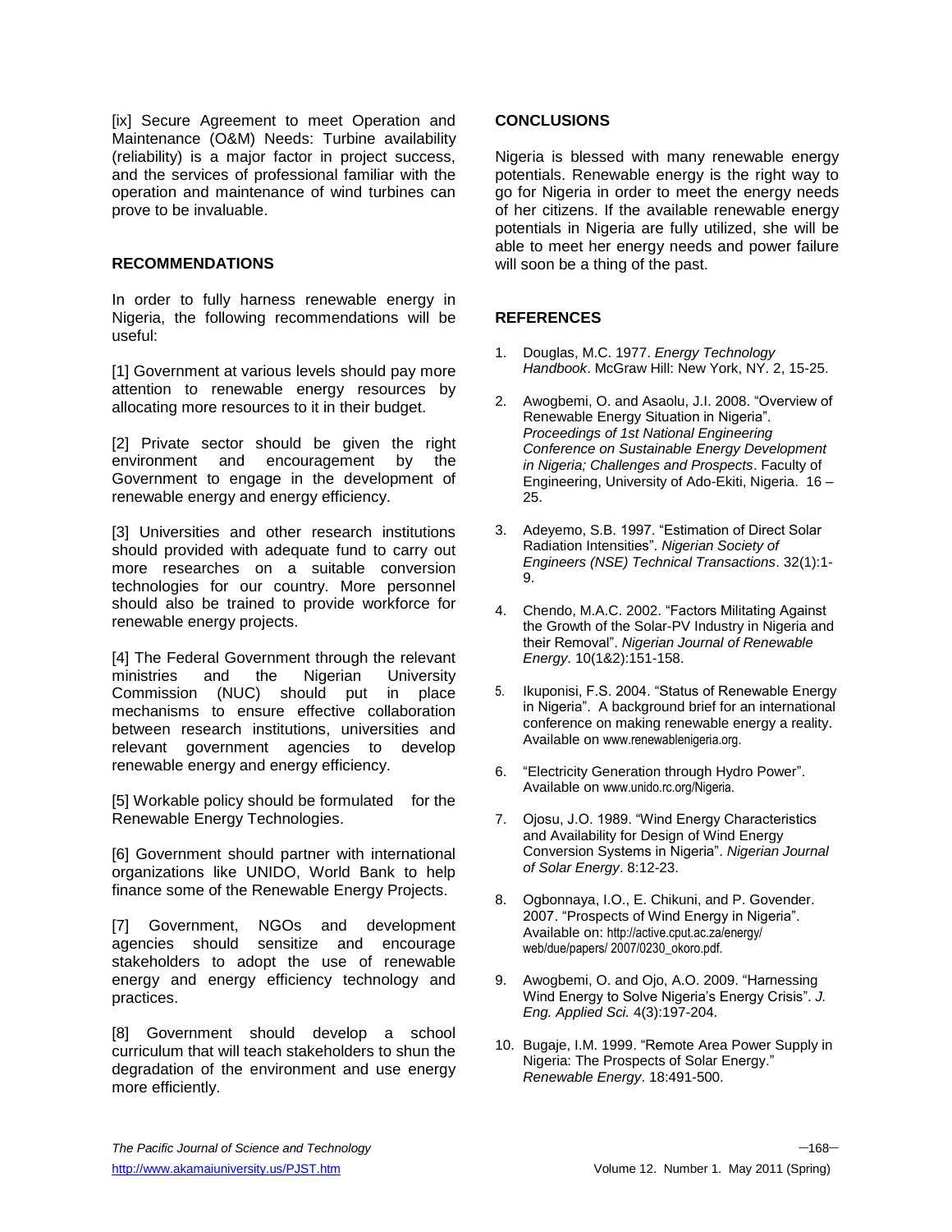[ix] Secure Agreement to meet Operation and Maintenance (O&M) Needs: Turbine availability (reliability) is a major factor in project success, and the services of professional familiar with the operation and maintenance of wind turbines can prove to be invaluable.

## RECOMMENDATIONS

In order to fully harness renewable energy in Nigeria, the following recommendations will be useful:

[1] Government at various levels should pay more attention to renewable energy resources by allocating more resources to it in their budget.

[2] Private sector should be given the right environment and encouragement by the Government to engage in the development of renewable energy and energy efficiency.

[3] Universities and other research institutions should provided with adequate fund to carry out more researches on a suitable conversion technologies for our country. More personnel should also be trained to provide workforce for renewable energy projects.

[4] The Federal Government through the relevant ministries and the Nigerian University Commission (NUC) should put in place mechanisms to ensure effective collaboration between research institutions, universities and relevant government agencies to develop renewable energy and energy efficiency.

[5] Workable policy should be formulated for the Renewable Energy Technologies.

[6] Government should partner with international organizations like UNIDO, World Bank to help finance some of the Renewable Energy Projects.

[7] Government, NGOs and development agencies should sensitize and encourage stakeholders to adopt the use of renewable energy and energy efficiency technology and practices.

[8] Government should develop a school curriculum that will teach stakeholders to shun the degradation of the environment and use energy more efficiently.

## CONCLUSIONS

Nigeria is blessed with many renewable energy potentials. Renewable energy is the right way to go for Nigeria in order to meet the energy needs of her citizens. If the available renewable energy potentials in Nigeria are fully utilized, she will be able to meet her energy needs and power failure will soon be a thing of the past.

## REFERENCES

1. Douglas, M.C. 1977. *Energy Technology Handbook*. McGraw Hill: New York, NY. 2, 15-25.

2. Awogbemi, O. and Asaolu, J.I. 2008. "Overview of Renewable Energy Situation in Nigeria". *Proceedings of 1st National Engineering Conference on Sustainable Energy Development in Nigeria; Challenges and Prospects*. Faculty of Engineering, University of Ado-Ekiti, Nigeria. 16 – 25.

3. Adeyemo, S.B. 1997. "Estimation of Direct Solar Radiation Intensities". *Nigerian Society of Engineers (NSE) Technical Transactions*. 32(1):1-9.

4. Chendo, M.A.C. 2002. "Factors Militating Against the Growth of the Solar-PV Industry in Nigeria and their Removal". *Nigerian Journal of Renewable Energy*. 10(1&2):151-158.

5. Ikuponisi, F.S. 2004. "Status of Renewable Energy in Nigeria". A background brief for an international conference on making renewable energy a reality. Available on www.renewablenigeria.org.

6. "Electricity Generation through Hydro Power". Available on www.unido.rc.org/Nigeria.

7. Ojosu, J.O. 1989. "Wind Energy Characteristics and Availability for Design of Wind Energy Conversion Systems in Nigeria". *Nigerian Journal of Solar Energy*. 8:12-23.

8. Ogbonnaya, I.O., E. Chikuni, and P. Govender. 2007. "Prospects of Wind Energy in Nigeria". Available on: http://active.cput.ac.za/energy/web/due/papers/ 2007/0230_okoro.pdf.

9. Awogbemi, O. and Ojo, A.O. 2009. "Harnessing Wind Energy to Solve Nigeria's Energy Crisis". *J. Eng. Applied Sci.* 4(3):197-204.

10. Bugaje, I.M. 1999. "Remote Area Power Supply in Nigeria: The Prospects of Solar Energy." *Renewable Energy*. 18:491-500.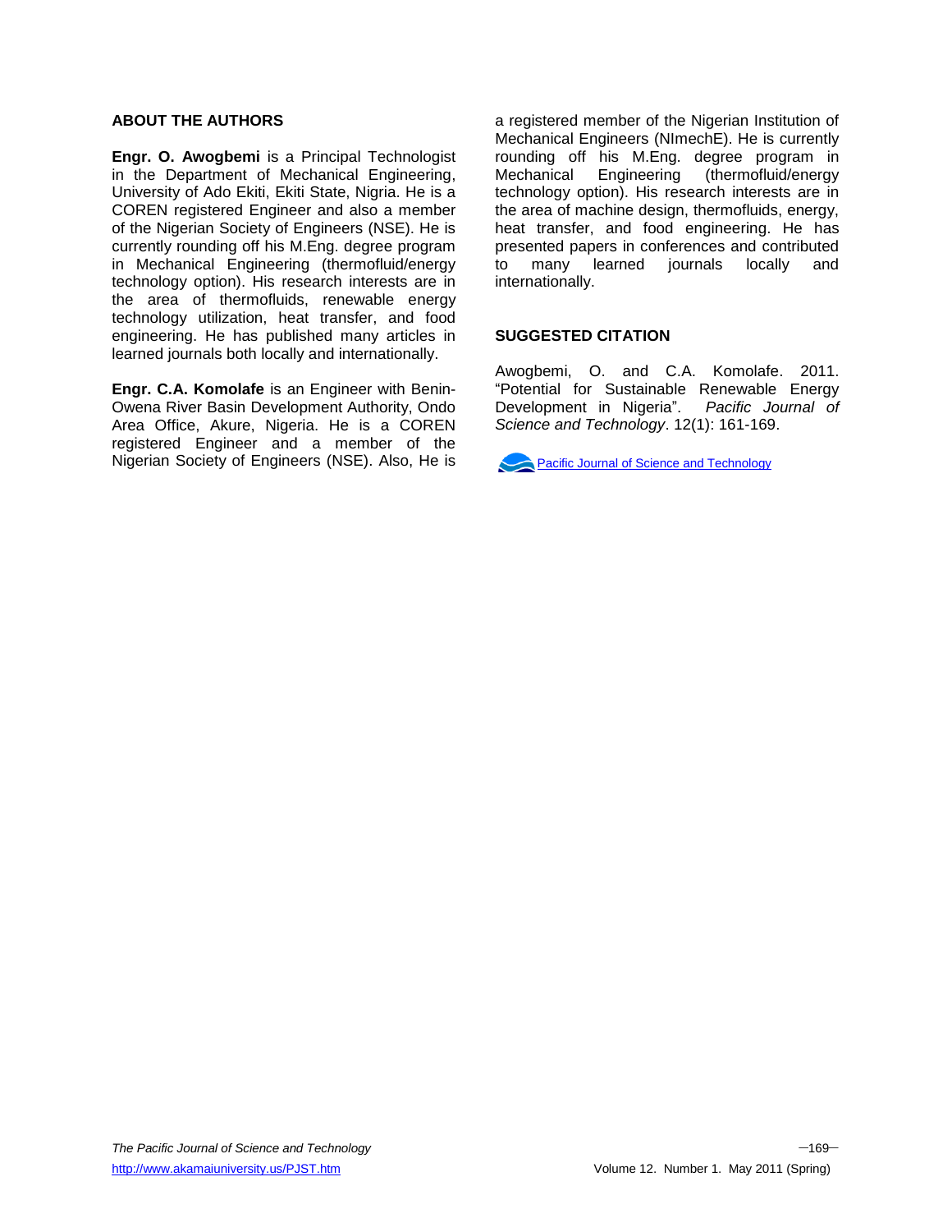## ABOUT THE AUTHORS

**Engr. O. Awogbemi** is a Principal Technologist in the Department of Mechanical Engineering, University of Ado Ekiti, Ekiti State, Nigria. He is a COREN registered Engineer and also a member of the Nigerian Society of Engineers (NSE). He is currently rounding off his M.Eng. degree program in Mechanical Engineering (thermofluid/energy technology option). His research interests are in the area of thermofluids, renewable energy technology utilization, heat transfer, and food engineering. He has published many articles in learned journals both locally and internationally.

**Engr. C.A. Komolafe** is an Engineer with Benin-Owena River Basin Development Authority, Ondo Area Office, Akure, Nigeria. He is a COREN registered Engineer and a member of the Nigerian Society of Engineers (NSE). Also, He is a registered member of the Nigerian Institution of Mechanical Engineers (NImechE). He is currently rounding off his M.Eng. degree program in Mechanical Engineering (thermofluid/energy technology option). His research interests are in the area of machine design, thermofluids, energy, heat transfer, and food engineering. He has presented papers in conferences and contributed to many learned journals locally and internationally.

## SUGGESTED CITATION

Awogbemi, O. and C.A. Komolafe. 2011. "Potential for Sustainable Renewable Energy Development in Nigeria". *Pacific Journal of Science and Technology*. 12(1): 161-169.

Pacific Journal of Science and Technology